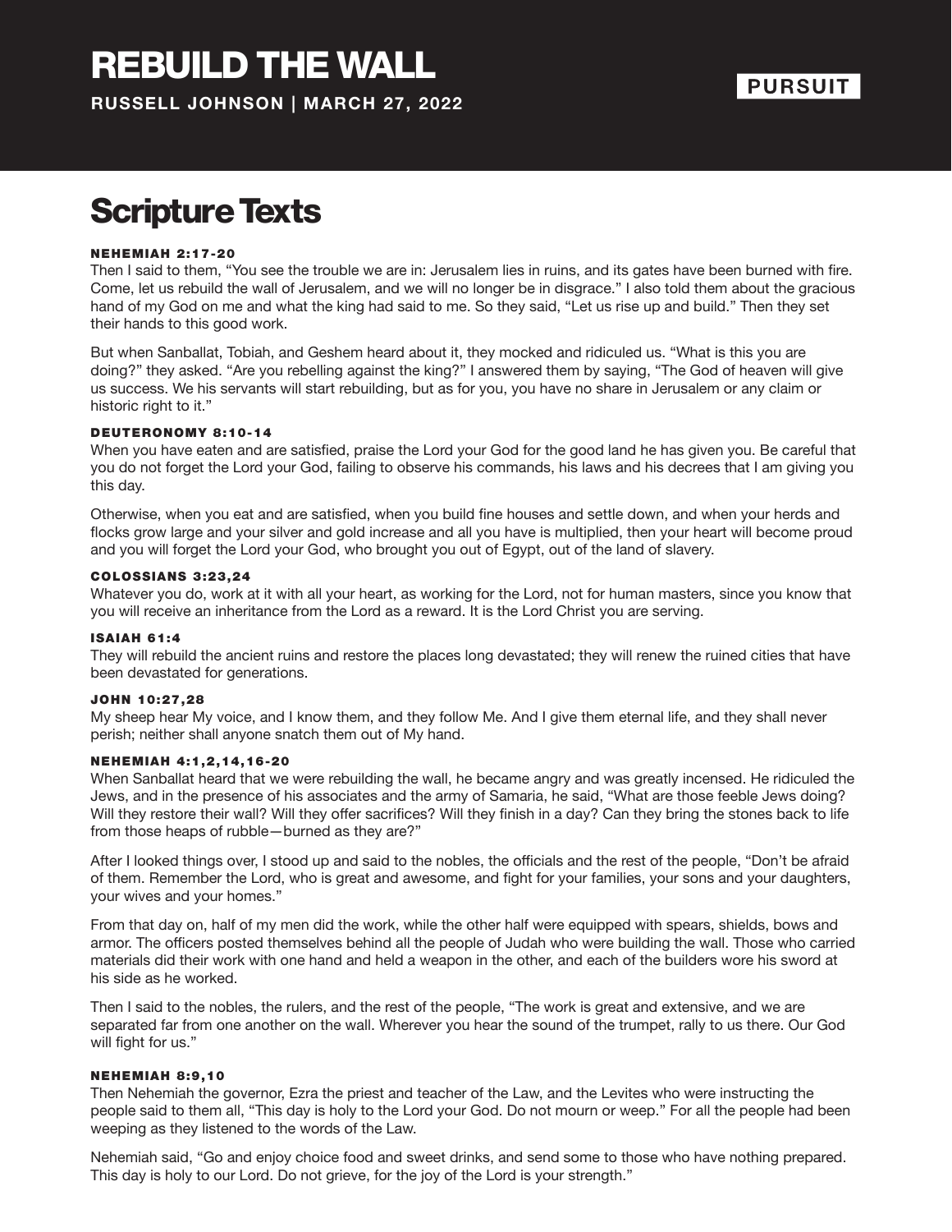# REBUILD THE WALL

**RUSSELL JOHNSON | MARCH 27, 2022**

**PURSUIT**

## Scripture Texts

#### NEHEMIAH 2:17-20

Then I said to them, "You see the trouble we are in: Jerusalem lies in ruins, and its gates have been burned with fire. Come, let us rebuild the wall of Jerusalem, and we will no longer be in disgrace." I also told them about the gracious hand of my God on me and what the king had said to me. So they said, "Let us rise up and build." Then they set their hands to this good work.

But when Sanballat, Tobiah, and Geshem heard about it, they mocked and ridiculed us. "What is this you are doing?" they asked. "Are you rebelling against the king?" I answered them by saying, "The God of heaven will give us success. We his servants will start rebuilding, but as for you, you have no share in Jerusalem or any claim or historic right to it."

#### DEUTERONOMY 8:10-14

When you have eaten and are satisfied, praise the Lord your God for the good land he has given you. Be careful that you do not forget the Lord your God, failing to observe his commands, his laws and his decrees that I am giving you this day.

Otherwise, when you eat and are satisfied, when you build fine houses and settle down, and when your herds and flocks grow large and your silver and gold increase and all you have is multiplied, then your heart will become proud and you will forget the Lord your God, who brought you out of Egypt, out of the land of slavery.

#### COLOSSIANS 3:23,24

Whatever you do, work at it with all your heart, as working for the Lord, not for human masters, since you know that you will receive an inheritance from the Lord as a reward. It is the Lord Christ you are serving.

#### ISAIAH 61:4

They will rebuild the ancient ruins and restore the places long devastated; they will renew the ruined cities that have been devastated for generations.

#### JOHN 10:27,28

My sheep hear My voice, and I know them, and they follow Me. And I give them eternal life, and they shall never perish; neither shall anyone snatch them out of My hand.

#### NEHEMIAH 4:1,2,14,16-20

When Sanballat heard that we were rebuilding the wall, he became angry and was greatly incensed. He ridiculed the Jews, and in the presence of his associates and the army of Samaria, he said, "What are those feeble Jews doing? Will they restore their wall? Will they offer sacrifices? Will they finish in a day? Can they bring the stones back to life from those heaps of rubble—burned as they are?"

After I looked things over, I stood up and said to the nobles, the officials and the rest of the people, "Don't be afraid of them. Remember the Lord, who is great and awesome, and fight for your families, your sons and your daughters, your wives and your homes."

From that day on, half of my men did the work, while the other half were equipped with spears, shields, bows and armor. The officers posted themselves behind all the people of Judah who were building the wall. Those who carried materials did their work with one hand and held a weapon in the other, and each of the builders wore his sword at his side as he worked.

Then I said to the nobles, the rulers, and the rest of the people, "The work is great and extensive, and we are separated far from one another on the wall. Wherever you hear the sound of the trumpet, rally to us there. Our God will fight for us."

#### NEHEMIAH 8:9,10

Then Nehemiah the governor, Ezra the priest and teacher of the Law, and the Levites who were instructing the people said to them all, "This day is holy to the Lord your God. Do not mourn or weep." For all the people had been weeping as they listened to the words of the Law.

Nehemiah said, "Go and enjoy choice food and sweet drinks, and send some to those who have nothing prepared. This day is holy to our Lord. Do not grieve, for the joy of the Lord is your strength."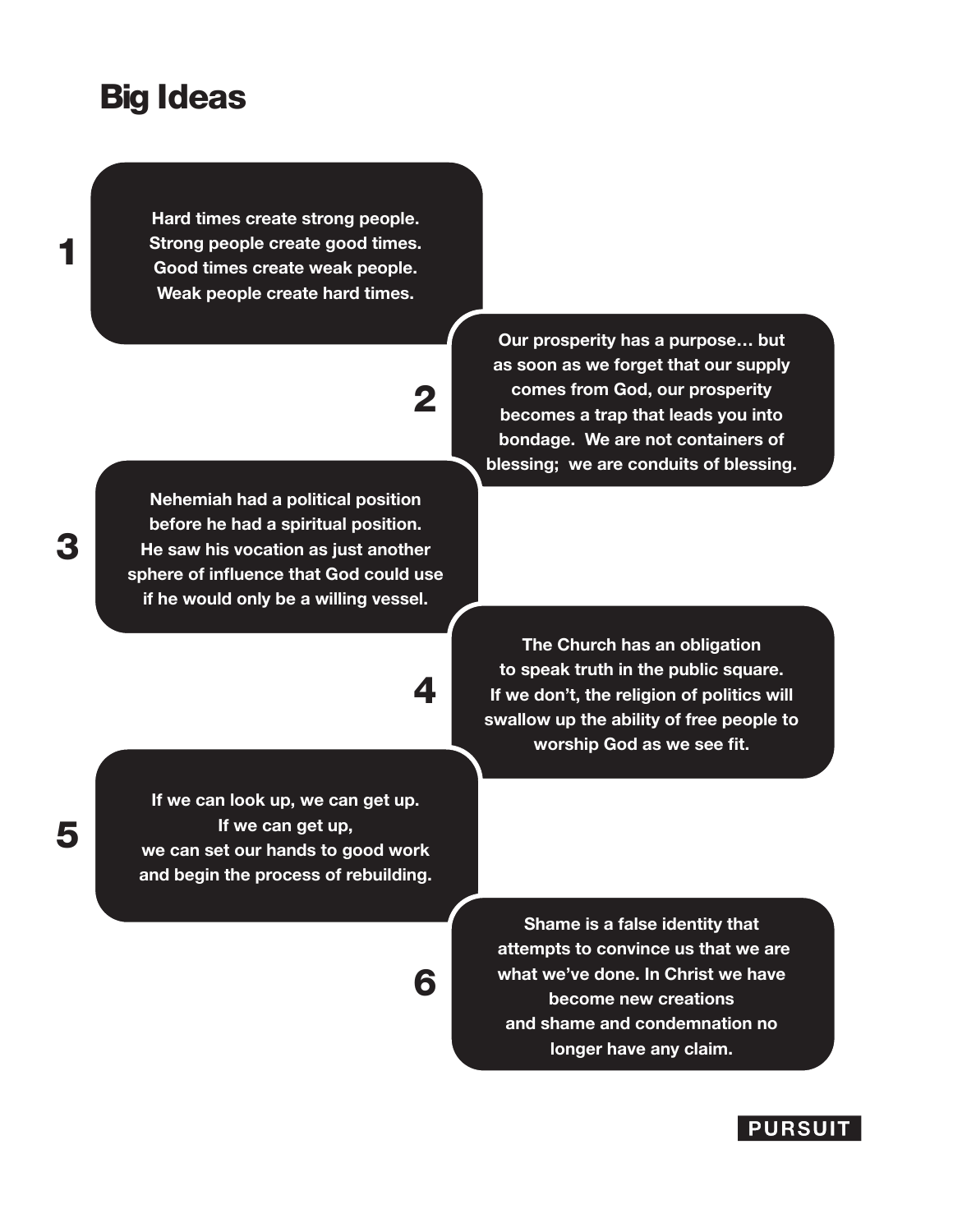# Big Ideas

1. Hard times create strong people.
   Strong people create good times.
   Good times create weak people.
   Weak people create hard times.

2. Our prosperity has a purpose… but as soon as we forget that our supply comes from God, our prosperity becomes a trap that leads you into bondage. We are not containers of blessing; we are conduits of blessing.

3. Nehemiah had a political position before he had a spiritual position. He saw his vocation as just another sphere of influence that God could use if he would only be a willing vessel.

4. The Church has an obligation to speak truth in the public square. If we don't, the religion of politics will swallow up the ability of free people to worship God as we see fit.

5. If we can look up, we can get up.
   If we can get up,
   we can set our hands to good work and begin the process of rebuilding.

6. Shame is a false identity that attempts to convince us that we are what we've done. In Christ we have become new creations and shame and condemnation no longer have any claim.

PURSUIT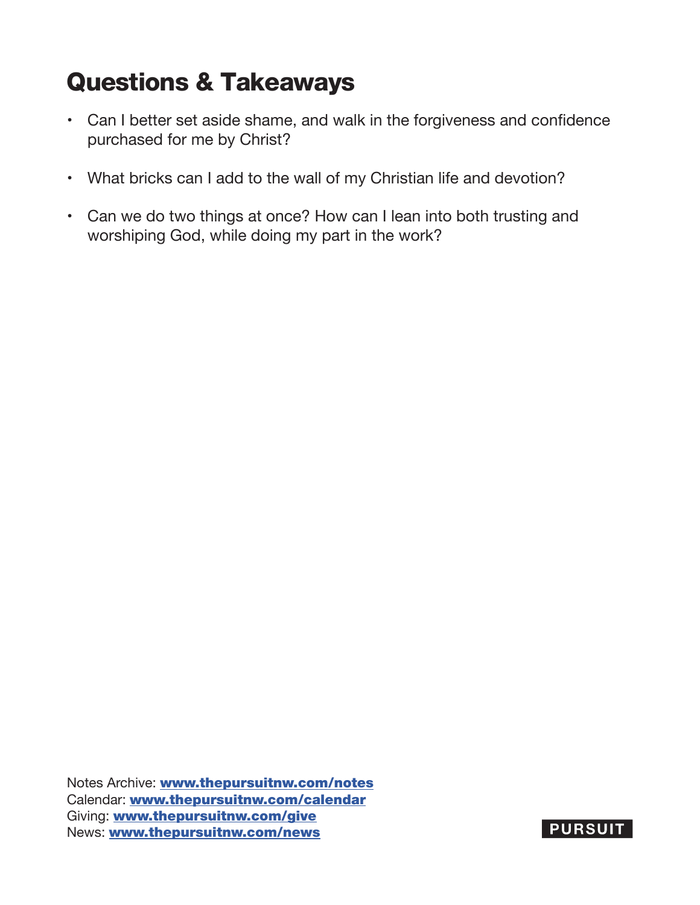## Questions & Takeaways

- Can I better set aside shame, and walk in the forgiveness and confidence purchased for me by Christ?
- What bricks can I add to the wall of my Christian life and devotion?
- Can we do two things at once? How can I lean into both trusting and worshiping God, while doing my part in the work?

Notes Archive: **www.thepursuitnw.com/notes**
Calendar: **www.thepursuitnw.com/calendar**
Giving: **www.thepursuitnw.com/give**
News: **www.thepursuitnw.com/news**

PURSUIT